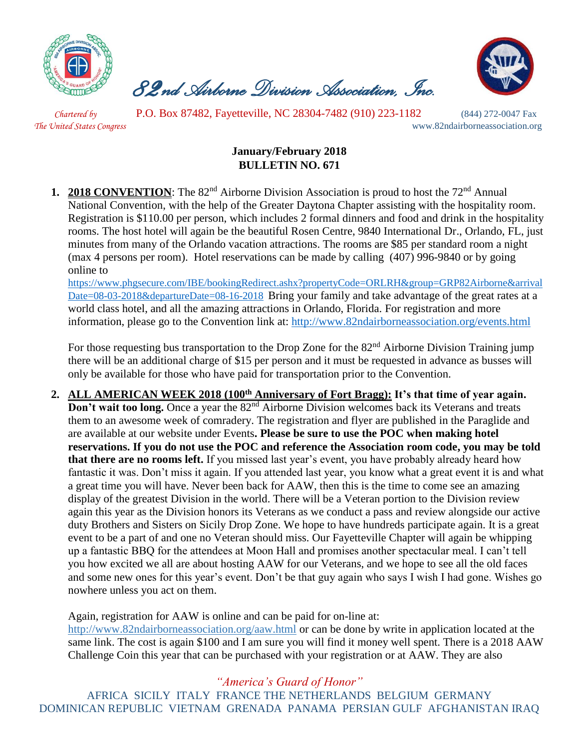# 82nd Airborne Division Association, Inc.

*Chartered by The United States Congress*

P.O. Box 87482, Fayetteville, NC 28304-7482 (910) 223-1182 (844) 272-0047 Fax
www.82ndairborneassociation.org

**January/February 2018**
**BULLETIN NO. 671**

1. **2018 CONVENTION**: The 82nd Airborne Division Association is proud to host the 72nd Annual National Convention, with the help of the Greater Daytona Chapter assisting with the hospitality room. Registration is $110.00 per person, which includes 2 formal dinners and food and drink in the hospitality rooms. The host hotel will again be the beautiful Rosen Centre, 9840 International Dr., Orlando, FL, just minutes from many of the Orlando vacation attractions. The rooms are $85 per standard room a night (max 4 persons per room). Hotel reservations can be made by calling (407) 996-9840 or by going online to https://www.phgsecure.com/IBE/bookingRedirect.ashx?propertyCode=ORLRH&group=GRP82Airborne&arrivalDate=08-03-2018&departureDate=08-16-2018 Bring your family and take advantage of the great rates at a world class hotel, and all the amazing attractions in Orlando, Florida. For registration and more information, please go to the Convention link at: http://www.82ndairborneassociation.org/events.html

   For those requesting bus transportation to the Drop Zone for the 82nd Airborne Division Training jump there will be an additional charge of $15 per person and it must be requested in advance as busses will only be available for those who have paid for transportation prior to the Convention.

2. **ALL AMERICAN WEEK 2018 (100th Anniversary of Fort Bragg): It's that time of year again. Don't wait too long.** Once a year the 82nd Airborne Division welcomes back its Veterans and treats them to an awesome week of comradery. The registration and flyer are published in the Paraglide and are available at our website under Events**. Please be sure to use the POC when making hotel reservations. If you do not use the POC and reference the Association room code, you may be told that there are no rooms left.** If you missed last year's event, you have probably already heard how fantastic it was. Don't miss it again. If you attended last year, you know what a great event it is and what a great time you will have. Never been back for AAW, then this is the time to come see an amazing display of the greatest Division in the world. There will be a Veteran portion to the Division review again this year as the Division honors its Veterans as we conduct a pass and review alongside our active duty Brothers and Sisters on Sicily Drop Zone. We hope to have hundreds participate again. It is a great event to be a part of and one no Veteran should miss. Our Fayetteville Chapter will again be whipping up a fantastic BBQ for the attendees at Moon Hall and promises another spectacular meal. I can't tell you how excited we all are about hosting AAW for our Veterans, and we hope to see all the old faces and some new ones for this year's event. Don't be that guy again who says I wish I had gone. Wishes go nowhere unless you act on them.

   Again, registration for AAW is online and can be paid for on-line at: http://www.82ndairborneassociation.org/aaw.html or can be done by write in application located at the same link. The cost is again $100 and I am sure you will find it money well spent. There is a 2018 AAW Challenge Coin this year that can be purchased with your registration or at AAW. They are also

*"America's Guard of Honor"*

AFRICA SICILY ITALY FRANCE THE NETHERLANDS BELGIUM GERMANY DOMINICAN REPUBLIC VIETNAM GRENADA PANAMA PERSIAN GULF AFGHANISTAN IRAQ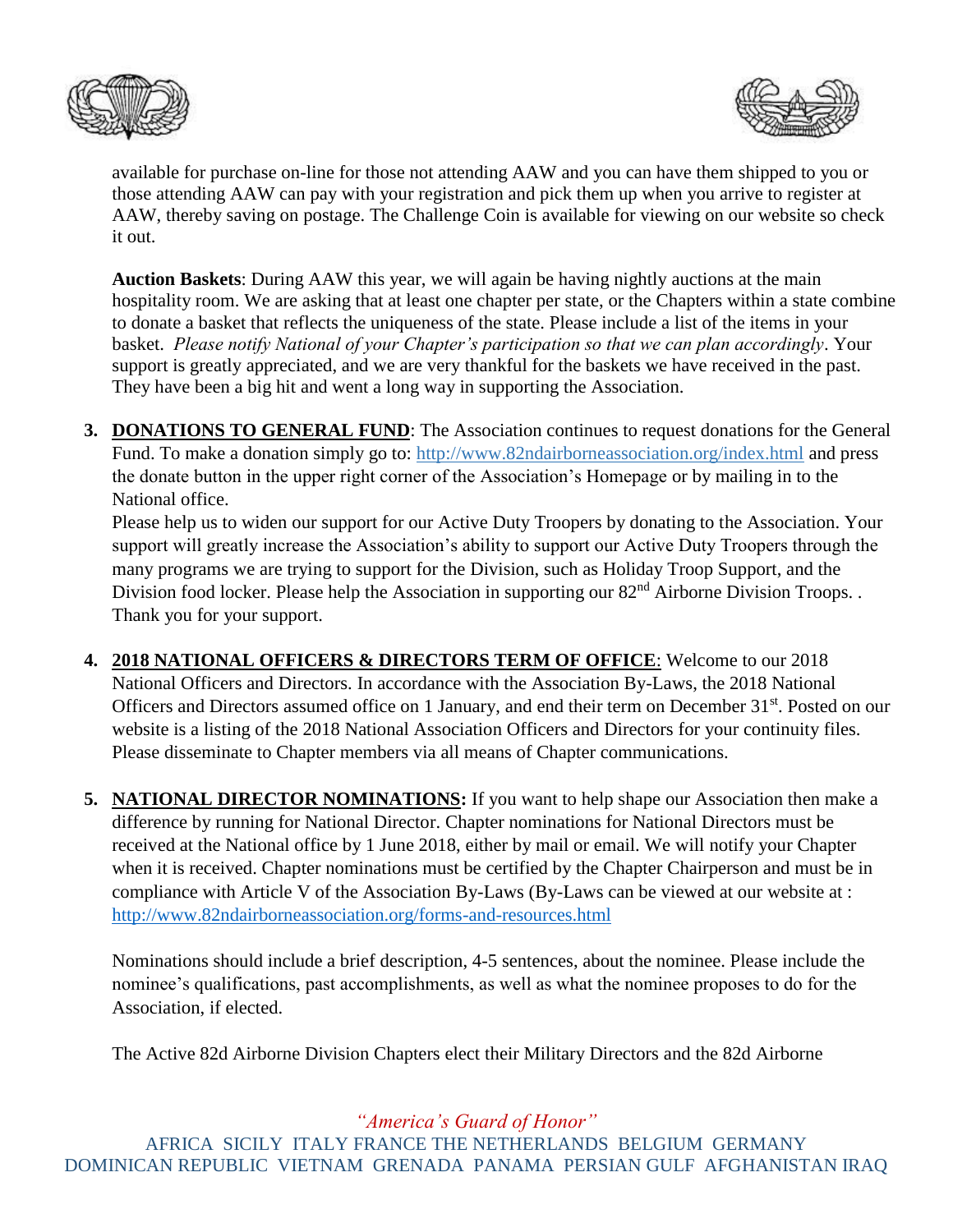available for purchase on-line for those not attending AAW and you can have them shipped to you or those attending AAW can pay with your registration and pick them up when you arrive to register at AAW, thereby saving on postage. The Challenge Coin is available for viewing on our website so check it out.

**Auction Baskets**: During AAW this year, we will again be having nightly auctions at the main hospitality room. We are asking that at least one chapter per state, or the Chapters within a state combine to donate a basket that reflects the uniqueness of the state. Please include a list of the items in your basket. *Please notify National of your Chapter's participation so that we can plan accordingly*. Your support is greatly appreciated, and we are very thankful for the baskets we have received in the past. They have been a big hit and went a long way in supporting the Association.

3. **DONATIONS TO GENERAL FUND**: The Association continues to request donations for the General Fund. To make a donation simply go to: http://www.82ndairborneassociation.org/index.html and press the donate button in the upper right corner of the Association's Homepage or by mailing in to the National office.
   Please help us to widen our support for our Active Duty Troopers by donating to the Association. Your support will greatly increase the Association's ability to support our Active Duty Troopers through the many programs we are trying to support for the Division, such as Holiday Troop Support, and the Division food locker. Please help the Association in supporting our 82nd Airborne Division Troops. . Thank you for your support.

4. **2018 NATIONAL OFFICERS & DIRECTORS TERM OF OFFICE**: Welcome to our 2018 National Officers and Directors. In accordance with the Association By-Laws, the 2018 National Officers and Directors assumed office on 1 January, and end their term on December 31st. Posted on our website is a listing of the 2018 National Association Officers and Directors for your continuity files. Please disseminate to Chapter members via all means of Chapter communications.

5. **NATIONAL DIRECTOR NOMINATIONS:** If you want to help shape our Association then make a difference by running for National Director. Chapter nominations for National Directors must be received at the National office by 1 June 2018, either by mail or email. We will notify your Chapter when it is received. Chapter nominations must be certified by the Chapter Chairperson and must be in compliance with Article V of the Association By-Laws (By-Laws can be viewed at our website at : http://www.82ndairborneassociation.org/forms-and-resources.html

   Nominations should include a brief description, 4-5 sentences, about the nominee. Please include the nominee's qualifications, past accomplishments, as well as what the nominee proposes to do for the Association, if elected.

   The Active 82d Airborne Division Chapters elect their Military Directors and the 82d Airborne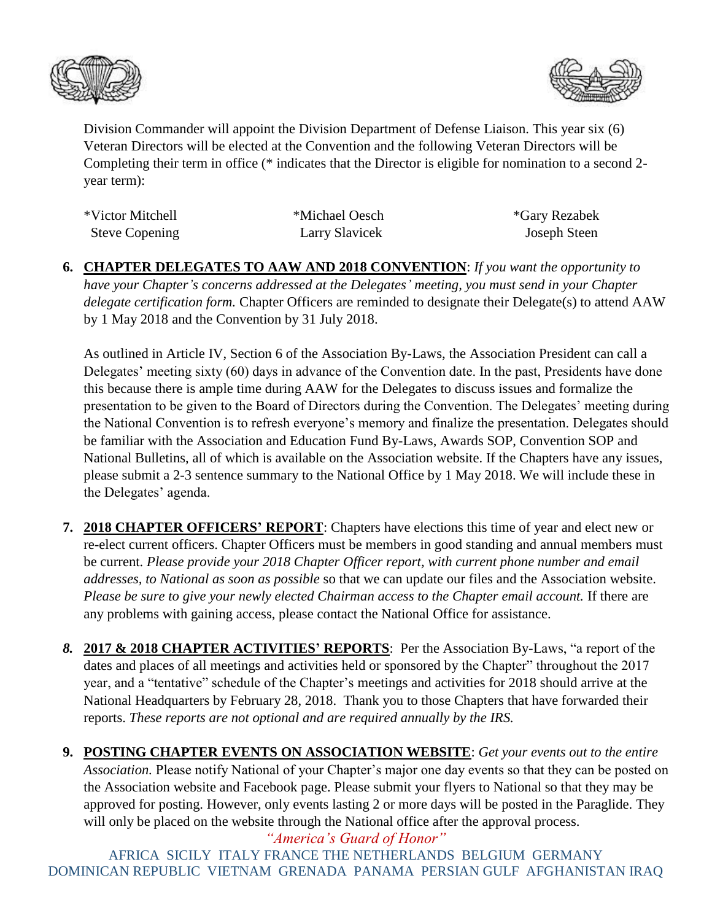Division Commander will appoint the Division Department of Defense Liaison. This year six (6) Veteran Directors will be elected at the Convention and the following Veteran Directors will be Completing their term in office (* indicates that the Director is eligible for nomination to a second 2-year term):

| | | |
|---|---|---|
| *Victor Mitchell | *Michael Oesch | *Gary Rezabek |
| Steve Copening | Larry Slavicek | Joseph Steen |

6. **CHAPTER DELEGATES TO AAW AND 2018 CONVENTION**: *If you want the opportunity to have your Chapter's concerns addressed at the Delegates' meeting, you must send in your Chapter delegate certification form.* Chapter Officers are reminded to designate their Delegate(s) to attend AAW by 1 May 2018 and the Convention by 31 July 2018.

   As outlined in Article IV, Section 6 of the Association By-Laws, the Association President can call a Delegates' meeting sixty (60) days in advance of the Convention date. In the past, Presidents have done this because there is ample time during AAW for the Delegates to discuss issues and formalize the presentation to be given to the Board of Directors during the Convention. The Delegates' meeting during the National Convention is to refresh everyone's memory and finalize the presentation. Delegates should be familiar with the Association and Education Fund By-Laws, Awards SOP, Convention SOP and National Bulletins, all of which is available on the Association website. If the Chapters have any issues, please submit a 2-3 sentence summary to the National Office by 1 May 2018. We will include these in the Delegates' agenda.

7. **2018 CHAPTER OFFICERS' REPORT**: Chapters have elections this time of year and elect new or re-elect current officers. Chapter Officers must be members in good standing and annual members must be current. *Please provide your 2018 Chapter Officer report, with current phone number and email addresses, to National as soon as possible* so that we can update our files and the Association website. *Please be sure to give your newly elected Chairman access to the Chapter email account.* If there are any problems with gaining access, please contact the National Office for assistance.

8. **2017 & 2018 CHAPTER ACTIVITIES' REPORTS**: Per the Association By-Laws, "a report of the dates and places of all meetings and activities held or sponsored by the Chapter" throughout the 2017 year, and a "tentative" schedule of the Chapter's meetings and activities for 2018 should arrive at the National Headquarters by February 28, 2018. Thank you to those Chapters that have forwarded their reports. *These reports are not optional and are required annually by the IRS.*

9. **POSTING CHAPTER EVENTS ON ASSOCIATION WEBSITE**: *Get your events out to the entire Association.* Please notify National of your Chapter's major one day events so that they can be posted on the Association website and Facebook page. Please submit your flyers to National so that they may be approved for posting. However, only events lasting 2 or more days will be posted in the Paraglide. They will only be placed on the website through the National office after the approval process.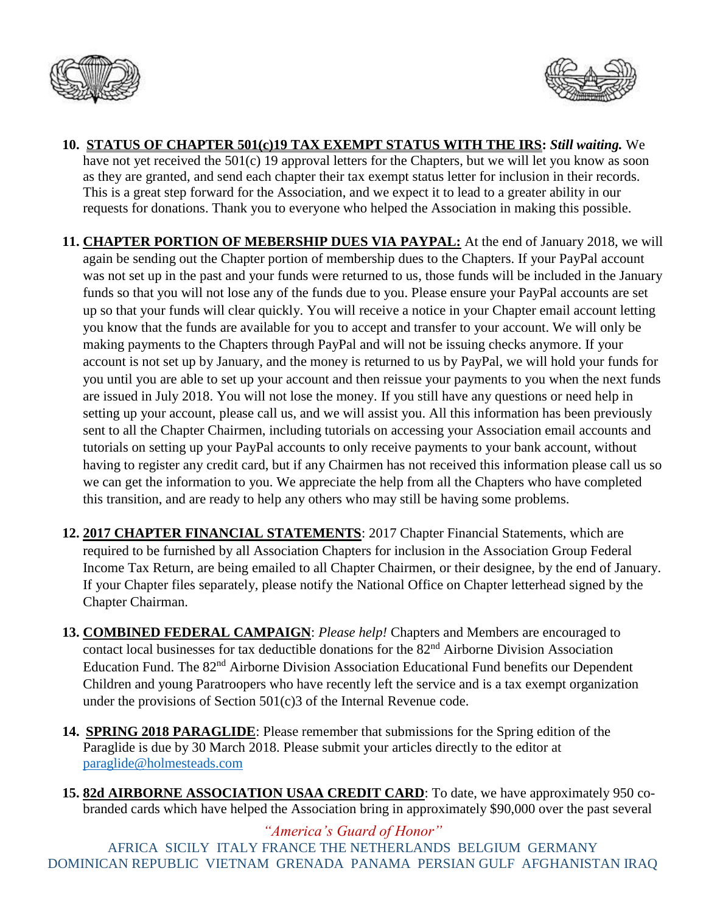10. **STATUS OF CHAPTER 501(c)19 TAX EXEMPT STATUS WITH THE IRS:** ***Still waiting.*** We have not yet received the 501(c) 19 approval letters for the Chapters, but we will let you know as soon as they are granted, and send each chapter their tax exempt status letter for inclusion in their records. This is a great step forward for the Association, and we expect it to lead to a greater ability in our requests for donations. Thank you to everyone who helped the Association in making this possible.

11. **CHAPTER PORTION OF MEBERSHIP DUES VIA PAYPAL:** At the end of January 2018, we will again be sending out the Chapter portion of membership dues to the Chapters. If your PayPal account was not set up in the past and your funds were returned to us, those funds will be included in the January funds so that you will not lose any of the funds due to you. Please ensure your PayPal accounts are set up so that your funds will clear quickly. You will receive a notice in your Chapter email account letting you know that the funds are available for you to accept and transfer to your account. We will only be making payments to the Chapters through PayPal and will not be issuing checks anymore. If your account is not set up by January, and the money is returned to us by PayPal, we will hold your funds for you until you are able to set up your account and then reissue your payments to you when the next funds are issued in July 2018. You will not lose the money. If you still have any questions or need help in setting up your account, please call us, and we will assist you. All this information has been previously sent to all the Chapter Chairmen, including tutorials on accessing your Association email accounts and tutorials on setting up your PayPal accounts to only receive payments to your bank account, without having to register any credit card, but if any Chairmen has not received this information please call us so we can get the information to you. We appreciate the help from all the Chapters who have completed this transition, and are ready to help any others who may still be having some problems.

12. **2017 CHAPTER FINANCIAL STATEMENTS**: 2017 Chapter Financial Statements, which are required to be furnished by all Association Chapters for inclusion in the Association Group Federal Income Tax Return, are being emailed to all Chapter Chairmen, or their designee, by the end of January. If your Chapter files separately, please notify the National Office on Chapter letterhead signed by the Chapter Chairman.

13. **COMBINED FEDERAL CAMPAIGN**: *Please help!* Chapters and Members are encouraged to contact local businesses for tax deductible donations for the 82nd Airborne Division Association Education Fund. The 82nd Airborne Division Association Educational Fund benefits our Dependent Children and young Paratroopers who have recently left the service and is a tax exempt organization under the provisions of Section 501(c)3 of the Internal Revenue code.

14. **SPRING 2018 PARAGLIDE**: Please remember that submissions for the Spring edition of the Paraglide is due by 30 March 2018. Please submit your articles directly to the editor at paraglide@holmesteads.com

15. **82d AIRBORNE ASSOCIATION USAA CREDIT CARD**: To date, we have approximately 950 co-branded cards which have helped the Association bring in approximately $90,000 over the past several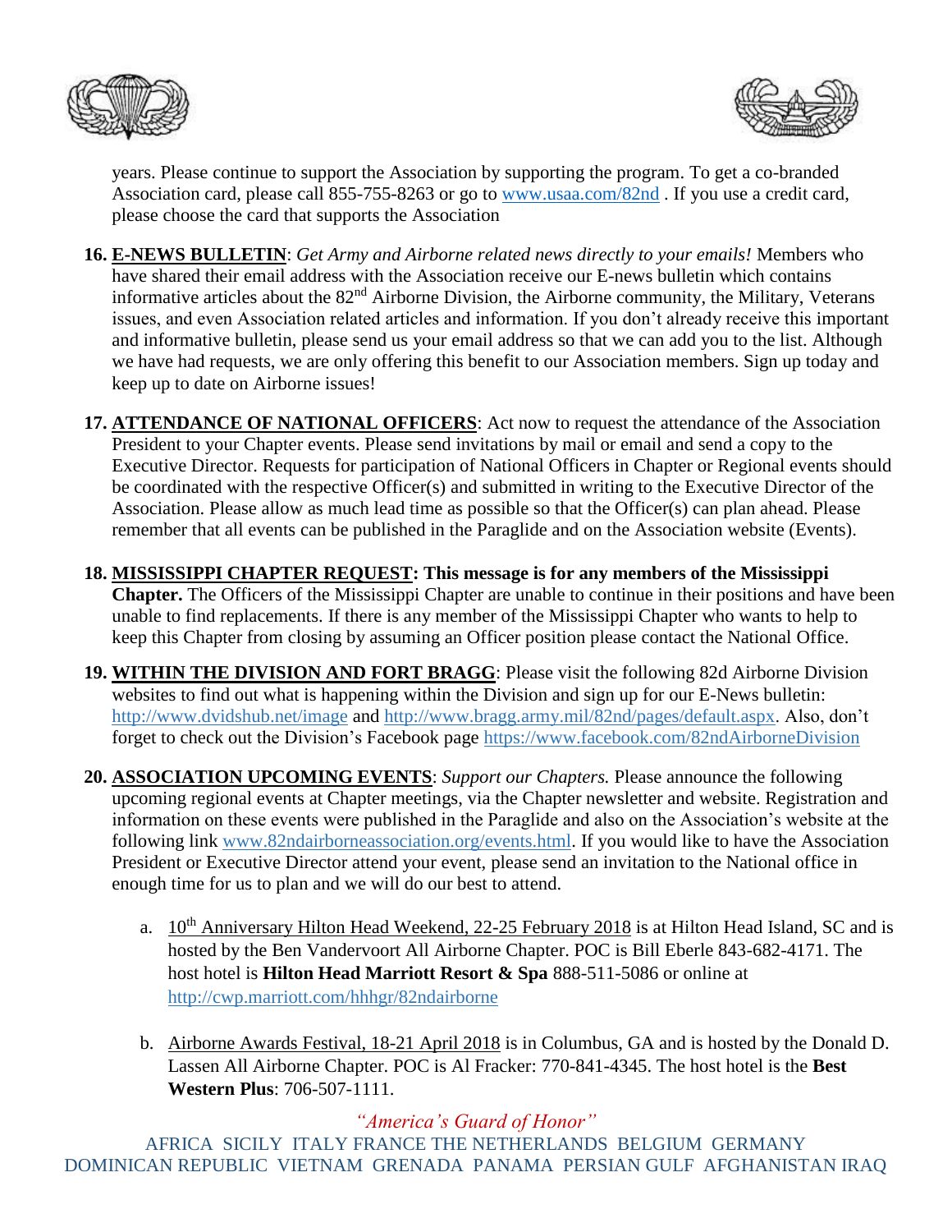years. Please continue to support the Association by supporting the program. To get a co-branded Association card, please call 855-755-8263 or go to www.usaa.com/82nd . If you use a credit card, please choose the card that supports the Association

16. **E-NEWS BULLETIN**: *Get Army and Airborne related news directly to your emails!* Members who have shared their email address with the Association receive our E-news bulletin which contains informative articles about the 82nd Airborne Division, the Airborne community, the Military, Veterans issues, and even Association related articles and information. If you don't already receive this important and informative bulletin, please send us your email address so that we can add you to the list. Although we have had requests, we are only offering this benefit to our Association members. Sign up today and keep up to date on Airborne issues!

17. **ATTENDANCE OF NATIONAL OFFICERS**: Act now to request the attendance of the Association President to your Chapter events. Please send invitations by mail or email and send a copy to the Executive Director. Requests for participation of National Officers in Chapter or Regional events should be coordinated with the respective Officer(s) and submitted in writing to the Executive Director of the Association. Please allow as much lead time as possible so that the Officer(s) can plan ahead. Please remember that all events can be published in the Paraglide and on the Association website (Events).

18. **MISSISSIPPI CHAPTER REQUEST: This message is for any members of the Mississippi Chapter.** The Officers of the Mississippi Chapter are unable to continue in their positions and have been unable to find replacements. If there is any member of the Mississippi Chapter who wants to help to keep this Chapter from closing by assuming an Officer position please contact the National Office.

19. **WITHIN THE DIVISION AND FORT BRAGG**: Please visit the following 82d Airborne Division websites to find out what is happening within the Division and sign up for our E-News bulletin: http://www.dvidshub.net/image and http://www.bragg.army.mil/82nd/pages/default.aspx. Also, don't forget to check out the Division's Facebook page https://www.facebook.com/82ndAirborneDivision

20. **ASSOCIATION UPCOMING EVENTS**: *Support our Chapters.* Please announce the following upcoming regional events at Chapter meetings, via the Chapter newsletter and website. Registration and information on these events were published in the Paraglide and also on the Association's website at the following link www.82ndairborneassociation.org/events.html. If you would like to have the Association President or Executive Director attend your event, please send an invitation to the National office in enough time for us to plan and we will do our best to attend.

    a. 10th Anniversary Hilton Head Weekend, 22-25 February 2018 is at Hilton Head Island, SC and is hosted by the Ben Vandervoort All Airborne Chapter. POC is Bill Eberle 843-682-4171. The host hotel is **Hilton Head Marriott Resort & Spa** 888-511-5086 or online at http://cwp.marriott.com/hhhgr/82ndairborne

    b. Airborne Awards Festival, 18-21 April 2018 is in Columbus, GA and is hosted by the Donald D. Lassen All Airborne Chapter. POC is Al Fracker: 770-841-4345. The host hotel is the **Best Western Plus**: 706-507-1111.

*"America's Guard of Honor"*

AFRICA SICILY ITALY FRANCE THE NETHERLANDS BELGIUM GERMANY DOMINICAN REPUBLIC VIETNAM GRENADA PANAMA PERSIAN GULF AFGHANISTAN IRAQ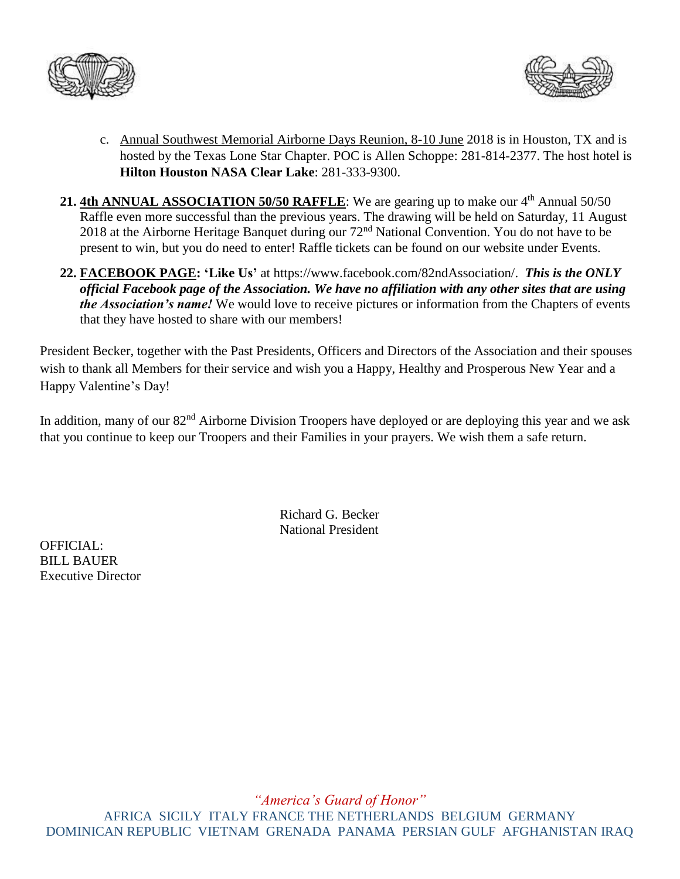c. Annual Southwest Memorial Airborne Days Reunion, 8-10 June 2018 is in Houston, TX and is hosted by the Texas Lone Star Chapter. POC is Allen Schoppe: 281-814-2377. The host hotel is **Hilton Houston NASA Clear Lake**: 281-333-9300.

21. **4th ANNUAL ASSOCIATION 50/50 RAFFLE**: We are gearing up to make our 4th Annual 50/50 Raffle even more successful than the previous years. The drawing will be held on Saturday, 11 August 2018 at the Airborne Heritage Banquet during our 72nd National Convention. You do not have to be present to win, but you do need to enter! Raffle tickets can be found on our website under Events.

22. **FACEBOOK PAGE: 'Like Us'** at https://www.facebook.com/82ndAssociation/. ***This is the ONLY official Facebook page of the Association. We have no affiliation with any other sites that are using the Association's name!*** We would love to receive pictures or information from the Chapters of events that they have hosted to share with our members!

President Becker, together with the Past Presidents, Officers and Directors of the Association and their spouses wish to thank all Members for their service and wish you a Happy, Healthy and Prosperous New Year and a Happy Valentine's Day!

In addition, many of our 82nd Airborne Division Troopers have deployed or are deploying this year and we ask that you continue to keep our Troopers and their Families in your prayers. We wish them a safe return.

Richard G. Becker
National President

OFFICIAL:
BILL BAUER
Executive Director

*"America's Guard of Honor"*

AFRICA SICILY ITALY FRANCE THE NETHERLANDS BELGIUM GERMANY
DOMINICAN REPUBLIC VIETNAM GRENADA PANAMA PERSIAN GULF AFGHANISTAN IRAQ